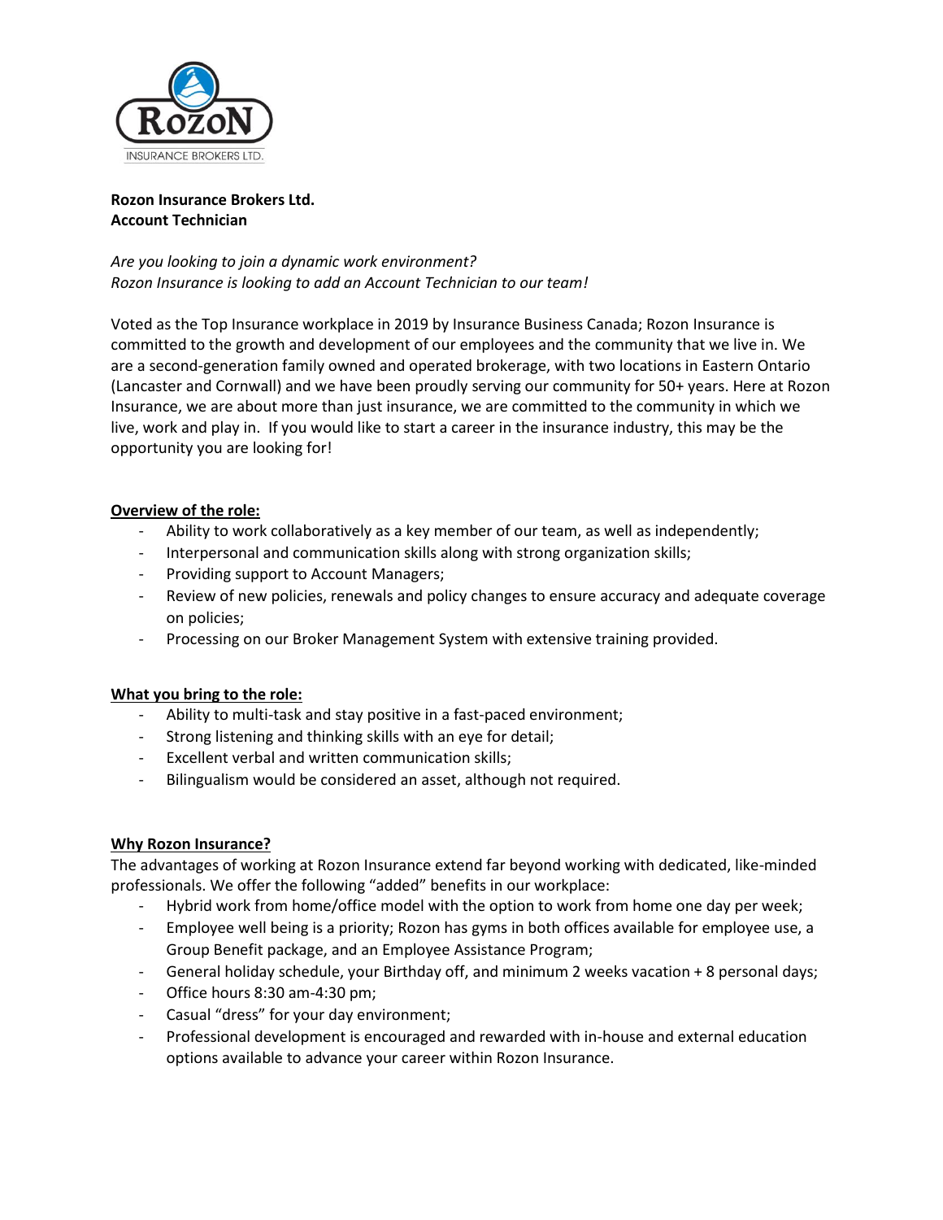**Rozon Insurance Brokers Ltd.**
**Account Technician**

*Are you looking to join a dynamic work environment?*
*Rozon Insurance is looking to add an Account Technician to our team!*

Voted as the Top Insurance workplace in 2019 by Insurance Business Canada; Rozon Insurance is committed to the growth and development of our employees and the community that we live in. We are a second-generation family owned and operated brokerage, with two locations in Eastern Ontario (Lancaster and Cornwall) and we have been proudly serving our community for 50+ years. Here at Rozon Insurance, we are about more than just insurance, we are committed to the community in which we live, work and play in. If you would like to start a career in the insurance industry, this may be the opportunity you are looking for!

## Overview of the role:

- Ability to work collaboratively as a key member of our team, as well as independently;
- Interpersonal and communication skills along with strong organization skills;
- Providing support to Account Managers;
- Review of new policies, renewals and policy changes to ensure accuracy and adequate coverage on policies;
- Processing on our Broker Management System with extensive training provided.

## What you bring to the role:

- Ability to multi-task and stay positive in a fast-paced environment;
- Strong listening and thinking skills with an eye for detail;
- Excellent verbal and written communication skills;
- Bilingualism would be considered an asset, although not required.

## Why Rozon Insurance?

The advantages of working at Rozon Insurance extend far beyond working with dedicated, like-minded professionals. We offer the following "added" benefits in our workplace:

- Hybrid work from home/office model with the option to work from home one day per week;
- Employee well being is a priority; Rozon has gyms in both offices available for employee use, a Group Benefit package, and an Employee Assistance Program;
- General holiday schedule, your Birthday off, and minimum 2 weeks vacation + 8 personal days;
- Office hours 8:30 am-4:30 pm;
- Casual "dress" for your day environment;
- Professional development is encouraged and rewarded with in-house and external education options available to advance your career within Rozon Insurance.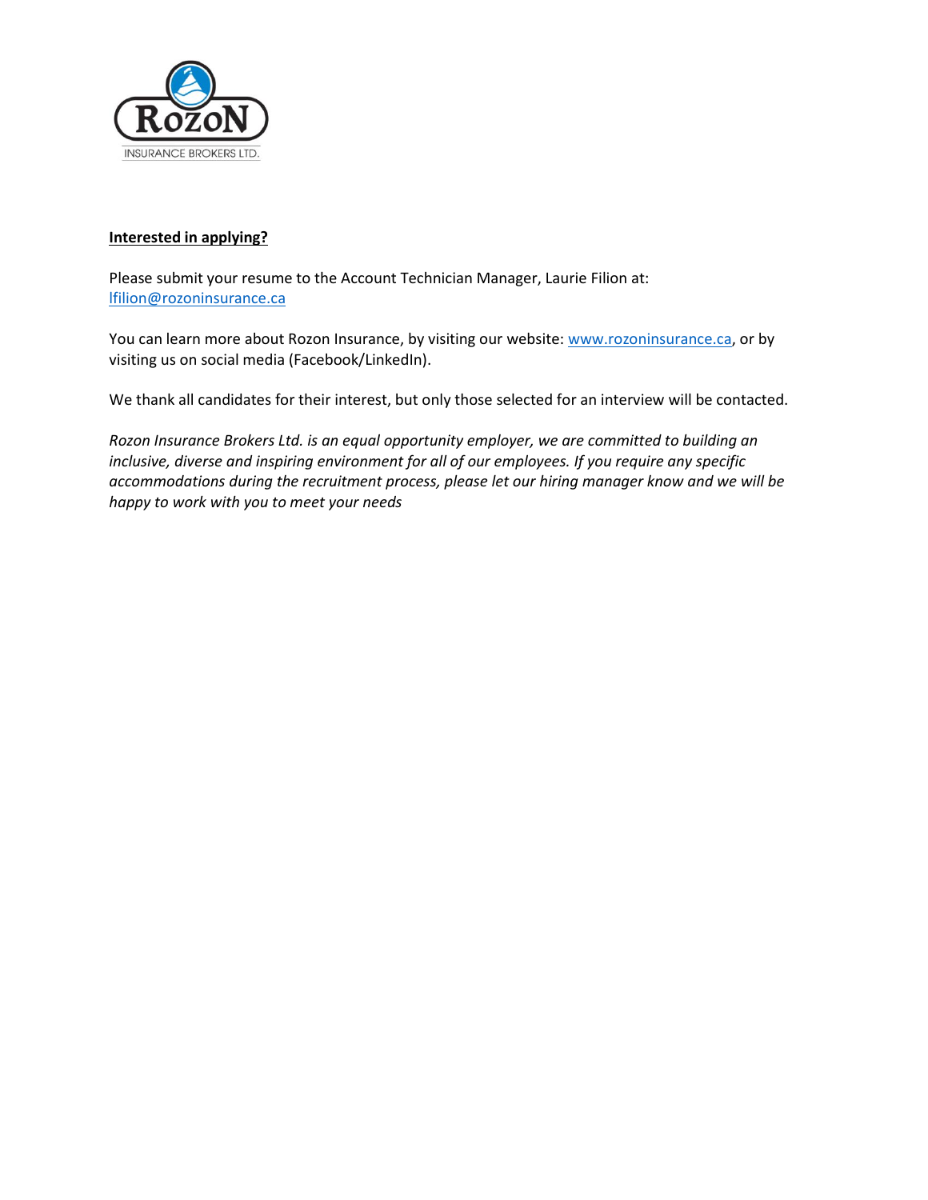**Interested in applying?**

Please submit your resume to the Account Technician Manager, Laurie Filion at: lfilion@rozoninsurance.ca

You can learn more about Rozon Insurance, by visiting our website: www.rozoninsurance.ca, or by visiting us on social media (Facebook/LinkedIn).

We thank all candidates for their interest, but only those selected for an interview will be contacted.

*Rozon Insurance Brokers Ltd. is an equal opportunity employer, we are committed to building an inclusive, diverse and inspiring environment for all of our employees. If you require any specific accommodations during the recruitment process, please let our hiring manager know and we will be happy to work with you to meet your needs*